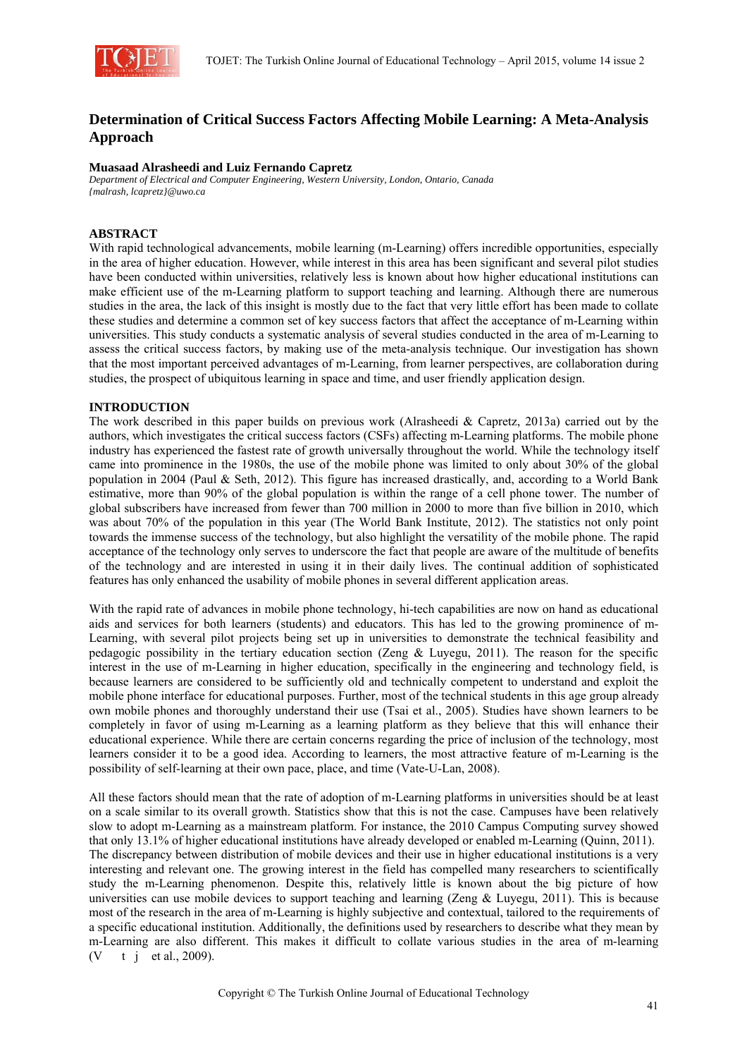# Determination of Critical Success Factors Affecting Mobile Learning: A Meta-Analysis Approach

**Muasaad Alrasheedi and Luiz Fernando Capretz**

*Department of Electrical and Computer Engineering, Western University, London, Ontario, Canada*
*{malrash, lcapretz}@uwo.ca*

## ABSTRACT

With rapid technological advancements, mobile learning (m-Learning) offers incredible opportunities, especially in the area of higher education. However, while interest in this area has been significant and several pilot studies have been conducted within universities, relatively less is known about how higher educational institutions can make efficient use of the m-Learning platform to support teaching and learning. Although there are numerous studies in the area, the lack of this insight is mostly due to the fact that very little effort has been made to collate these studies and determine a common set of key success factors that affect the acceptance of m-Learning within universities. This study conducts a systematic analysis of several studies conducted in the area of m-Learning to assess the critical success factors, by making use of the meta-analysis technique. Our investigation has shown that the most important perceived advantages of m-Learning, from learner perspectives, are collaboration during studies, the prospect of ubiquitous learning in space and time, and user friendly application design.

## INTRODUCTION

The work described in this paper builds on previous work (Alrasheedi & Capretz, 2013a) carried out by the authors, which investigates the critical success factors (CSFs) affecting m-Learning platforms. The mobile phone industry has experienced the fastest rate of growth universally throughout the world. While the technology itself came into prominence in the 1980s, the use of the mobile phone was limited to only about 30% of the global population in 2004 (Paul & Seth, 2012). This figure has increased drastically, and, according to a World Bank estimative, more than 90% of the global population is within the range of a cell phone tower. The number of global subscribers have increased from fewer than 700 million in 2000 to more than five billion in 2010, which was about 70% of the population in this year (The World Bank Institute, 2012). The statistics not only point towards the immense success of the technology, but also highlight the versatility of the mobile phone. The rapid acceptance of the technology only serves to underscore the fact that people are aware of the multitude of benefits of the technology and are interested in using it in their daily lives. The continual addition of sophisticated features has only enhanced the usability of mobile phones in several different application areas.

With the rapid rate of advances in mobile phone technology, hi-tech capabilities are now on hand as educational aids and services for both learners (students) and educators. This has led to the growing prominence of m-Learning, with several pilot projects being set up in universities to demonstrate the technical feasibility and pedagogic possibility in the tertiary education section (Zeng & Luyegu, 2011). The reason for the specific interest in the use of m-Learning in higher education, specifically in the engineering and technology field, is because learners are considered to be sufficiently old and technically competent to understand and exploit the mobile phone interface for educational purposes. Further, most of the technical students in this age group already own mobile phones and thoroughly understand their use (Tsai et al., 2005). Studies have shown learners to be completely in favor of using m-Learning as a learning platform as they believe that this will enhance their educational experience. While there are certain concerns regarding the price of inclusion of the technology, most learners consider it to be a good idea. According to learners, the most attractive feature of m-Learning is the possibility of self-learning at their own pace, place, and time (Vate-U-Lan, 2008).

All these factors should mean that the rate of adoption of m-Learning platforms in universities should be at least on a scale similar to its overall growth. Statistics show that this is not the case. Campuses have been relatively slow to adopt m-Learning as a mainstream platform. For instance, the 2010 Campus Computing survey showed that only 13.1% of higher educational institutions have already developed or enabled m-Learning (Quinn, 2011). The discrepancy between distribution of mobile devices and their use in higher educational institutions is a very interesting and relevant one. The growing interest in the field has compelled many researchers to scientifically study the m-Learning phenomenon. Despite this, relatively little is known about the big picture of how universities can use mobile devices to support teaching and learning (Zeng & Luyegu, 2011). This is because most of the research in the area of m-Learning is highly subjective and contextual, tailored to the requirements of a specific educational institution. Additionally, the definitions used by researchers to describe what they mean by m-Learning are also different. This makes it difficult to collate various studies in the area of m-learning (V t j et al., 2009).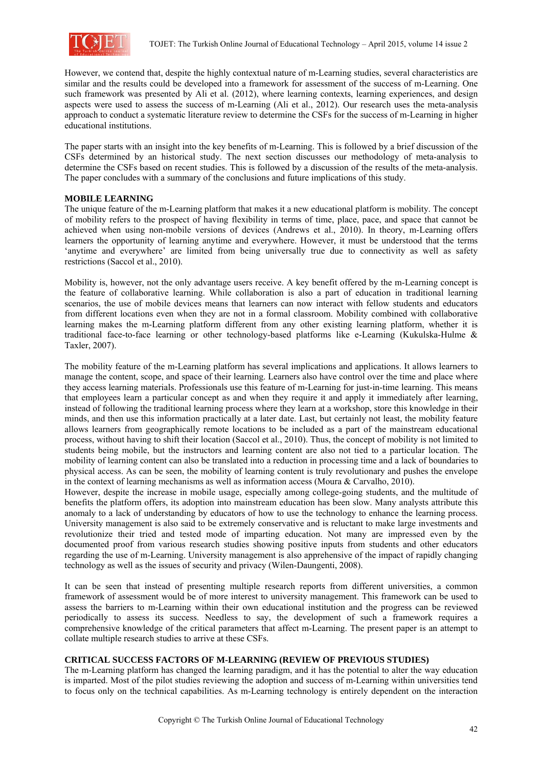However, we contend that, despite the highly contextual nature of m-Learning studies, several characteristics are similar and the results could be developed into a framework for assessment of the success of m-Learning. One such framework was presented by Ali et al. (2012), where learning contexts, learning experiences, and design aspects were used to assess the success of m-Learning (Ali et al., 2012). Our research uses the meta-analysis approach to conduct a systematic literature review to determine the CSFs for the success of m-Learning in higher educational institutions.

The paper starts with an insight into the key benefits of m-Learning. This is followed by a brief discussion of the CSFs determined by an historical study. The next section discusses our methodology of meta-analysis to determine the CSFs based on recent studies. This is followed by a discussion of the results of the meta-analysis. The paper concludes with a summary of the conclusions and future implications of this study.

## MOBILE LEARNING

The unique feature of the m-Learning platform that makes it a new educational platform is mobility. The concept of mobility refers to the prospect of having flexibility in terms of time, place, pace, and space that cannot be achieved when using non-mobile versions of devices (Andrews et al., 2010). In theory, m-Learning offers learners the opportunity of learning anytime and everywhere. However, it must be understood that the terms 'anytime and everywhere' are limited from being universally true due to connectivity as well as safety restrictions (Saccol et al., 2010).

Mobility is, however, not the only advantage users receive. A key benefit offered by the m-Learning concept is the feature of collaborative learning. While collaboration is also a part of education in traditional learning scenarios, the use of mobile devices means that learners can now interact with fellow students and educators from different locations even when they are not in a formal classroom. Mobility combined with collaborative learning makes the m-Learning platform different from any other existing learning platform, whether it is traditional face-to-face learning or other technology-based platforms like e-Learning (Kukulska-Hulme & Taxler, 2007).

The mobility feature of the m-Learning platform has several implications and applications. It allows learners to manage the content, scope, and space of their learning. Learners also have control over the time and place where they access learning materials. Professionals use this feature of m-Learning for just-in-time learning. This means that employees learn a particular concept as and when they require it and apply it immediately after learning, instead of following the traditional learning process where they learn at a workshop, store this knowledge in their minds, and then use this information practically at a later date. Last, but certainly not least, the mobility feature allows learners from geographically remote locations to be included as a part of the mainstream educational process, without having to shift their location (Saccol et al., 2010). Thus, the concept of mobility is not limited to students being mobile, but the instructors and learning content are also not tied to a particular location. The mobility of learning content can also be translated into a reduction in processing time and a lack of boundaries to physical access. As can be seen, the mobility of learning content is truly revolutionary and pushes the envelope in the context of learning mechanisms as well as information access (Moura & Carvalho, 2010).

However, despite the increase in mobile usage, especially among college-going students, and the multitude of benefits the platform offers, its adoption into mainstream education has been slow. Many analysts attribute this anomaly to a lack of understanding by educators of how to use the technology to enhance the learning process. University management is also said to be extremely conservative and is reluctant to make large investments and revolutionize their tried and tested mode of imparting education. Not many are impressed even by the documented proof from various research studies showing positive inputs from students and other educators regarding the use of m-Learning. University management is also apprehensive of the impact of rapidly changing technology as well as the issues of security and privacy (Wilen-Daungenti, 2008).

It can be seen that instead of presenting multiple research reports from different universities, a common framework of assessment would be of more interest to university management. This framework can be used to assess the barriers to m-Learning within their own educational institution and the progress can be reviewed periodically to assess its success. Needless to say, the development of such a framework requires a comprehensive knowledge of the critical parameters that affect m-Learning. The present paper is an attempt to collate multiple research studies to arrive at these CSFs.

## CRITICAL SUCCESS FACTORS OF M-LEARNING (REVIEW OF PREVIOUS STUDIES)

The m-Learning platform has changed the learning paradigm, and it has the potential to alter the way education is imparted. Most of the pilot studies reviewing the adoption and success of m-Learning within universities tend to focus only on the technical capabilities. As m-Learning technology is entirely dependent on the interaction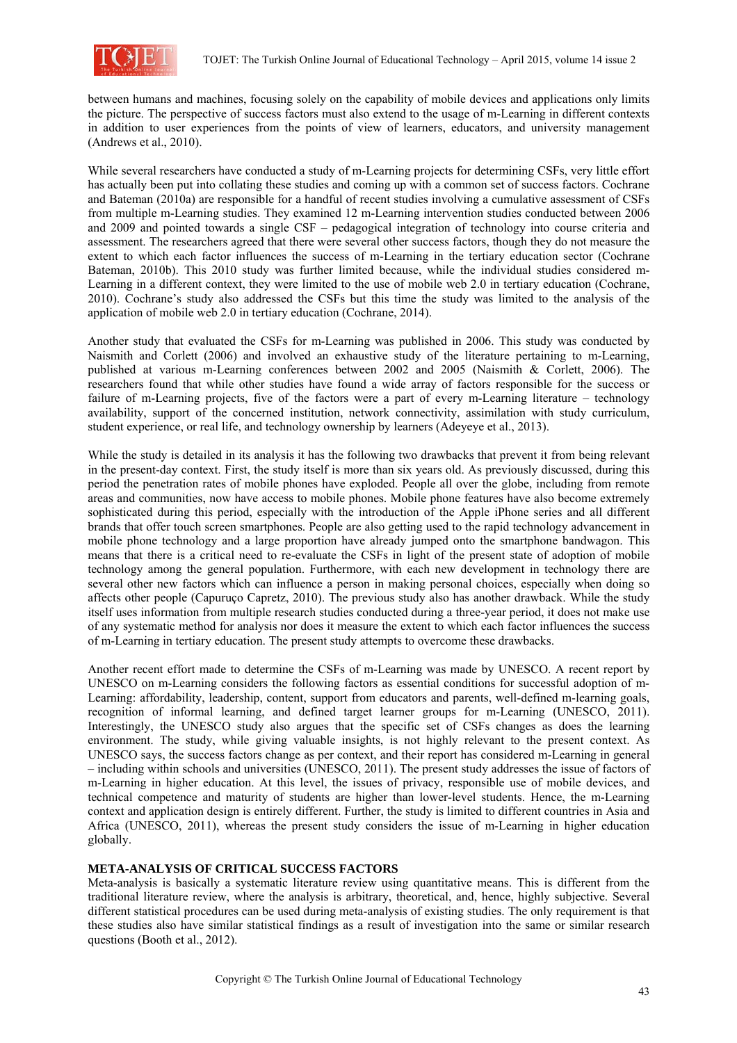between humans and machines, focusing solely on the capability of mobile devices and applications only limits the picture. The perspective of success factors must also extend to the usage of m-Learning in different contexts in addition to user experiences from the points of view of learners, educators, and university management (Andrews et al., 2010).

While several researchers have conducted a study of m-Learning projects for determining CSFs, very little effort has actually been put into collating these studies and coming up with a common set of success factors. Cochrane and Bateman (2010a) are responsible for a handful of recent studies involving a cumulative assessment of CSFs from multiple m-Learning studies. They examined 12 m-Learning intervention studies conducted between 2006 and 2009 and pointed towards a single CSF – pedagogical integration of technology into course criteria and assessment. The researchers agreed that there were several other success factors, though they do not measure the extent to which each factor influences the success of m-Learning in the tertiary education sector (Cochrane Bateman, 2010b). This 2010 study was further limited because, while the individual studies considered m-Learning in a different context, they were limited to the use of mobile web 2.0 in tertiary education (Cochrane, 2010). Cochrane's study also addressed the CSFs but this time the study was limited to the analysis of the application of mobile web 2.0 in tertiary education (Cochrane, 2014).

Another study that evaluated the CSFs for m-Learning was published in 2006. This study was conducted by Naismith and Corlett (2006) and involved an exhaustive study of the literature pertaining to m-Learning, published at various m-Learning conferences between 2002 and 2005 (Naismith & Corlett, 2006). The researchers found that while other studies have found a wide array of factors responsible for the success or failure of m-Learning projects, five of the factors were a part of every m-Learning literature – technology availability, support of the concerned institution, network connectivity, assimilation with study curriculum, student experience, or real life, and technology ownership by learners (Adeyeye et al., 2013).

While the study is detailed in its analysis it has the following two drawbacks that prevent it from being relevant in the present-day context. First, the study itself is more than six years old. As previously discussed, during this period the penetration rates of mobile phones have exploded. People all over the globe, including from remote areas and communities, now have access to mobile phones. Mobile phone features have also become extremely sophisticated during this period, especially with the introduction of the Apple iPhone series and all different brands that offer touch screen smartphones. People are also getting used to the rapid technology advancement in mobile phone technology and a large proportion have already jumped onto the smartphone bandwagon. This means that there is a critical need to re-evaluate the CSFs in light of the present state of adoption of mobile technology among the general population. Furthermore, with each new development in technology there are several other new factors which can influence a person in making personal choices, especially when doing so affects other people (Capuruço Capretz, 2010). The previous study also has another drawback. While the study itself uses information from multiple research studies conducted during a three-year period, it does not make use of any systematic method for analysis nor does it measure the extent to which each factor influences the success of m-Learning in tertiary education. The present study attempts to overcome these drawbacks.

Another recent effort made to determine the CSFs of m-Learning was made by UNESCO. A recent report by UNESCO on m-Learning considers the following factors as essential conditions for successful adoption of m-Learning: affordability, leadership, content, support from educators and parents, well-defined m-learning goals, recognition of informal learning, and defined target learner groups for m-Learning (UNESCO, 2011). Interestingly, the UNESCO study also argues that the specific set of CSFs changes as does the learning environment. The study, while giving valuable insights, is not highly relevant to the present context. As UNESCO says, the success factors change as per context, and their report has considered m-Learning in general – including within schools and universities (UNESCO, 2011). The present study addresses the issue of factors of m-Learning in higher education. At this level, the issues of privacy, responsible use of mobile devices, and technical competence and maturity of students are higher than lower-level students. Hence, the m-Learning context and application design is entirely different. Further, the study is limited to different countries in Asia and Africa (UNESCO, 2011), whereas the present study considers the issue of m-Learning in higher education globally.

## META-ANALYSIS OF CRITICAL SUCCESS FACTORS

Meta-analysis is basically a systematic literature review using quantitative means. This is different from the traditional literature review, where the analysis is arbitrary, theoretical, and, hence, highly subjective. Several different statistical procedures can be used during meta-analysis of existing studies. The only requirement is that these studies also have similar statistical findings as a result of investigation into the same or similar research questions (Booth et al., 2012).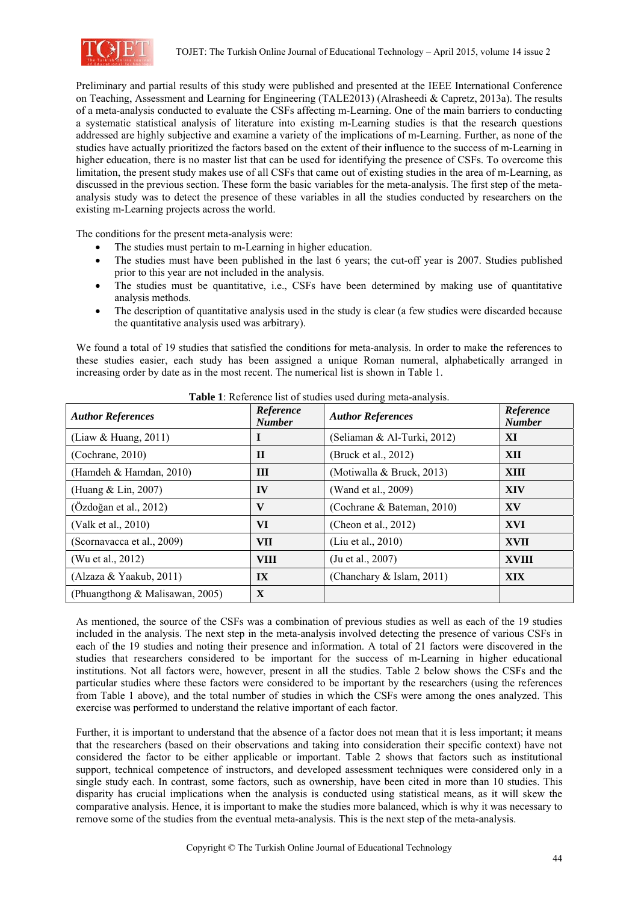Preliminary and partial results of this study were published and presented at the IEEE International Conference on Teaching, Assessment and Learning for Engineering (TALE2013) (Alrasheedi & Capretz, 2013a). The results of a meta-analysis conducted to evaluate the CSFs affecting m-Learning. One of the main barriers to conducting a systematic statistical analysis of literature into existing m-Learning studies is that the research questions addressed are highly subjective and examine a variety of the implications of m-Learning. Further, as none of the studies have actually prioritized the factors based on the extent of their influence to the success of m-Learning in higher education, there is no master list that can be used for identifying the presence of CSFs. To overcome this limitation, the present study makes use of all CSFs that came out of existing studies in the area of m-Learning, as discussed in the previous section. These form the basic variables for the meta-analysis. The first step of the meta-analysis study was to detect the presence of these variables in all the studies conducted by researchers on the existing m-Learning projects across the world.

The conditions for the present meta-analysis were:

- The studies must pertain to m-Learning in higher education.
- The studies must have been published in the last 6 years; the cut-off year is 2007. Studies published prior to this year are not included in the analysis.
- The studies must be quantitative, i.e., CSFs have been determined by making use of quantitative analysis methods.
- The description of quantitative analysis used in the study is clear (a few studies were discarded because the quantitative analysis used was arbitrary).

We found a total of 19 studies that satisfied the conditions for meta-analysis. In order to make the references to these studies easier, each study has been assigned a unique Roman numeral, alphabetically arranged in increasing order by date as in the most recent. The numerical list is shown in Table 1.

**Table 1**: Reference list of studies used during meta-analysis.

| *Author References* | *Reference Number* | *Author References* | *Reference Number* |
|---|---|---|---|
| (Liaw & Huang, 2011) | **I** | (Seliaman & Al-Turki, 2012) | **XI** |
| (Cochrane, 2010) | **II** | (Bruck et al., 2012) | **XII** |
| (Hamdeh & Hamdan, 2010) | **III** | (Motiwalla & Bruck, 2013) | **XIII** |
| (Huang & Lin, 2007) | **IV** | (Wand et al., 2009) | **XIV** |
| (Özdoğan et al., 2012) | **V** | (Cochrane & Bateman, 2010) | **XV** |
| (Valk et al., 2010) | **VI** | (Cheon et al., 2012) | **XVI** |
| (Scornavacca et al., 2009) | **VII** | (Liu et al., 2010) | **XVII** |
| (Wu et al., 2012) | **VIII** | (Ju et al., 2007) | **XVIII** |
| (Alzaza & Yaakub, 2011) | **IX** | (Chanchary & Islam, 2011) | **XIX** |
| (Phuangthong & Malisawan, 2005) | **X** | | |

As mentioned, the source of the CSFs was a combination of previous studies as well as each of the 19 studies included in the analysis. The next step in the meta-analysis involved detecting the presence of various CSFs in each of the 19 studies and noting their presence and information. A total of 21 factors were discovered in the studies that researchers considered to be important for the success of m-Learning in higher educational institutions. Not all factors were, however, present in all the studies. Table 2 below shows the CSFs and the particular studies where these factors were considered to be important by the researchers (using the references from Table 1 above), and the total number of studies in which the CSFs were among the ones analyzed. This exercise was performed to understand the relative important of each factor.

Further, it is important to understand that the absence of a factor does not mean that it is less important; it means that the researchers (based on their observations and taking into consideration their specific context) have not considered the factor to be either applicable or important. Table 2 shows that factors such as institutional support, technical competence of instructors, and developed assessment techniques were considered only in a single study each. In contrast, some factors, such as ownership, have been cited in more than 10 studies. This disparity has crucial implications when the analysis is conducted using statistical means, as it will skew the comparative analysis. Hence, it is important to make the studies more balanced, which is why it was necessary to remove some of the studies from the eventual meta-analysis. This is the next step of the meta-analysis.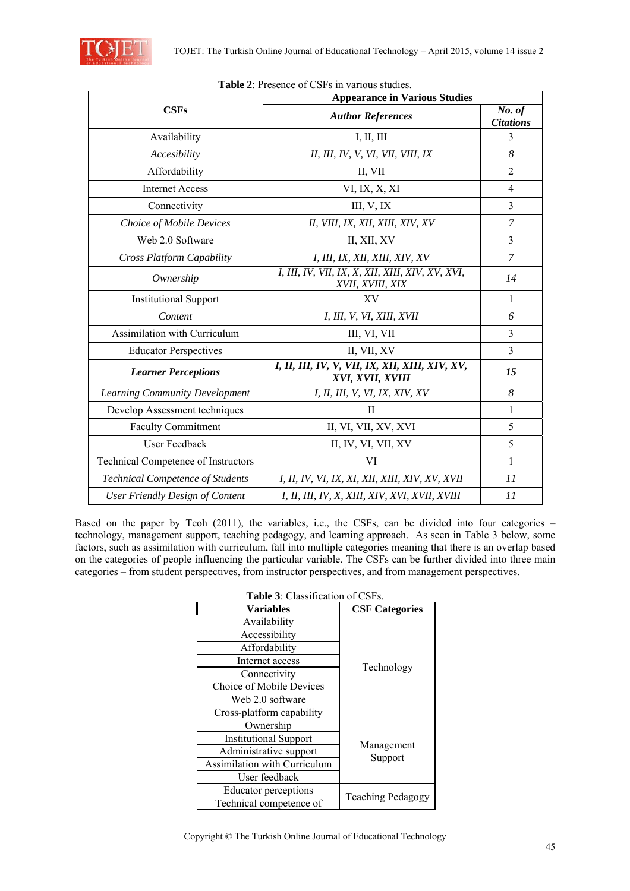**Table 2**: Presence of CSFs in various studies.

| CSFs | Appearance in Various Studies | |
|---|---|---|
| | ***Author References*** | ***No. of Citations*** |
| Availability | I, II, III | 3 |
| *Accesibility* | *II, III, IV, V, VI, VII, VIII, IX* | *8* |
| Affordability | II, VII | 2 |
| Internet Access | VI, IX, X, XI | 4 |
| Connectivity | III, V, IX | 3 |
| *Choice of Mobile Devices* | *II, VIII, IX, XII, XIII, XIV, XV* | *7* |
| Web 2.0 Software | II, XII, XV | 3 |
| *Cross Platform Capability* | *I, III, IX, XII, XIII, XIV, XV* | *7* |
| *Ownership* | *I, III, IV, VII, IX, X, XII, XIII, XIV, XV, XVI, XVII, XVIII, XIX* | *14* |
| Institutional Support | XV | 1 |
| *Content* | *I, III, V, VI, XIII, XVII* | *6* |
| Assimilation with Curriculum | III, VI, VII | 3 |
| Educator Perspectives | II, VII, XV | 3 |
| ***Learner Perceptions*** | ***I, II, III, IV, V, VII, IX, XII, XIII, XIV, XV, XVI, XVII, XVIII*** | ***15*** |
| *Learning Community Development* | *I, II, III, V, VI, IX, XIV, XV* | *8* |
| Develop Assessment techniques | II | 1 |
| Faculty Commitment | II, VI, VII, XV, XVI | 5 |
| User Feedback | II, IV, VI, VII, XV | 5 |
| Technical Competence of Instructors | VI | 1 |
| *Technical Competence of Students* | *I, II, IV, VI, IX, XI, XII, XIII, XIV, XV, XVII* | *11* |
| *User Friendly Design of Content* | *I, II, III, IV, X, XIII, XIV, XVI, XVII, XVIII* | *11* |

Based on the paper by Teoh (2011), the variables, i.e., the CSFs, can be divided into four categories – technology, management support, teaching pedagogy, and learning approach. As seen in Table 3 below, some factors, such as assimilation with curriculum, fall into multiple categories meaning that there is an overlap based on the categories of people influencing the particular variable. The CSFs can be further divided into three main categories – from student perspectives, from instructor perspectives, and from management perspectives.

**Table 3**: Classification of CSFs.

| Variables | CSF Categories |
|---|---|
| Availability | Technology |
| Accessibility | |
| Affordability | |
| Internet access | |
| Connectivity | |
| Choice of Mobile Devices | |
| Web 2.0 software | |
| Cross-platform capability | |
| Ownership | Management Support |
| Institutional Support | |
| Administrative support | |
| Assimilation with Curriculum | |
| User feedback | |
| Educator perceptions | Teaching Pedagogy |
| Technical competence of | |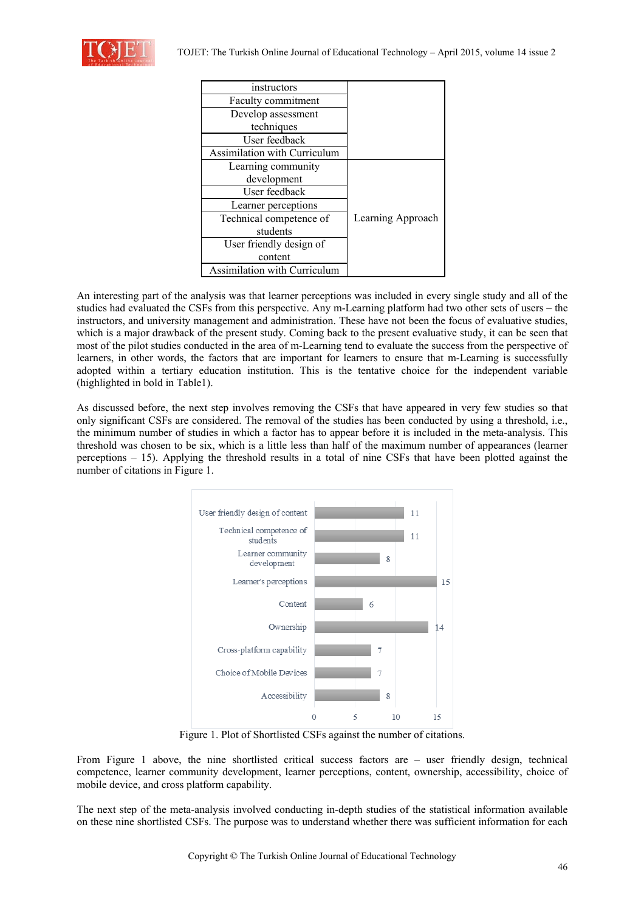| | |
|---|---|
| instructors | |
| Faculty commitment | |
| Develop assessment techniques | |
| User feedback | |
| Assimilation with Curriculum | |
| Learning community development | Learning Approach |
| User feedback | |
| Learner perceptions | |
| Technical competence of students | |
| User friendly design of content | |
| Assimilation with Curriculum | |

An interesting part of the analysis was that learner perceptions was included in every single study and all of the studies had evaluated the CSFs from this perspective. Any m-Learning platform had two other sets of users – the instructors, and university management and administration. These have not been the focus of evaluative studies, which is a major drawback of the present study. Coming back to the present evaluative study, it can be seen that most of the pilot studies conducted in the area of m-Learning tend to evaluate the success from the perspective of learners, in other words, the factors that are important for learners to ensure that m-Learning is successfully adopted within a tertiary education institution. This is the tentative choice for the independent variable (highlighted in bold in Table1).

As discussed before, the next step involves removing the CSFs that have appeared in very few studies so that only significant CSFs are considered. The removal of the studies has been conducted by using a threshold, i.e., the minimum number of studies in which a factor has to appear before it is included in the meta-analysis. This threshold was chosen to be six, which is a little less than half of the maximum number of appearances (learner perceptions – 15). Applying the threshold results in a total of nine CSFs that have been plotted against the number of citations in Figure 1.

| CSF | Number of citations |
|---|---|
| User friendly design of content | 11 |
| Technical competence of students | 11 |
| Learner community development | 8 |
| Learner's perceptions | 15 |
| Content | 6 |
| Ownership | 14 |
| Cross-platform capability | 7 |
| Choice of Mobile Devices | 7 |
| Accessibility | 8 |

Figure 1. Plot of Shortlisted CSFs against the number of citations.

From Figure 1 above, the nine shortlisted critical success factors are – user friendly design, technical competence, learner community development, learner perceptions, content, ownership, accessibility, choice of mobile device, and cross platform capability.

The next step of the meta-analysis involved conducting in-depth studies of the statistical information available on these nine shortlisted CSFs. The purpose was to understand whether there was sufficient information for each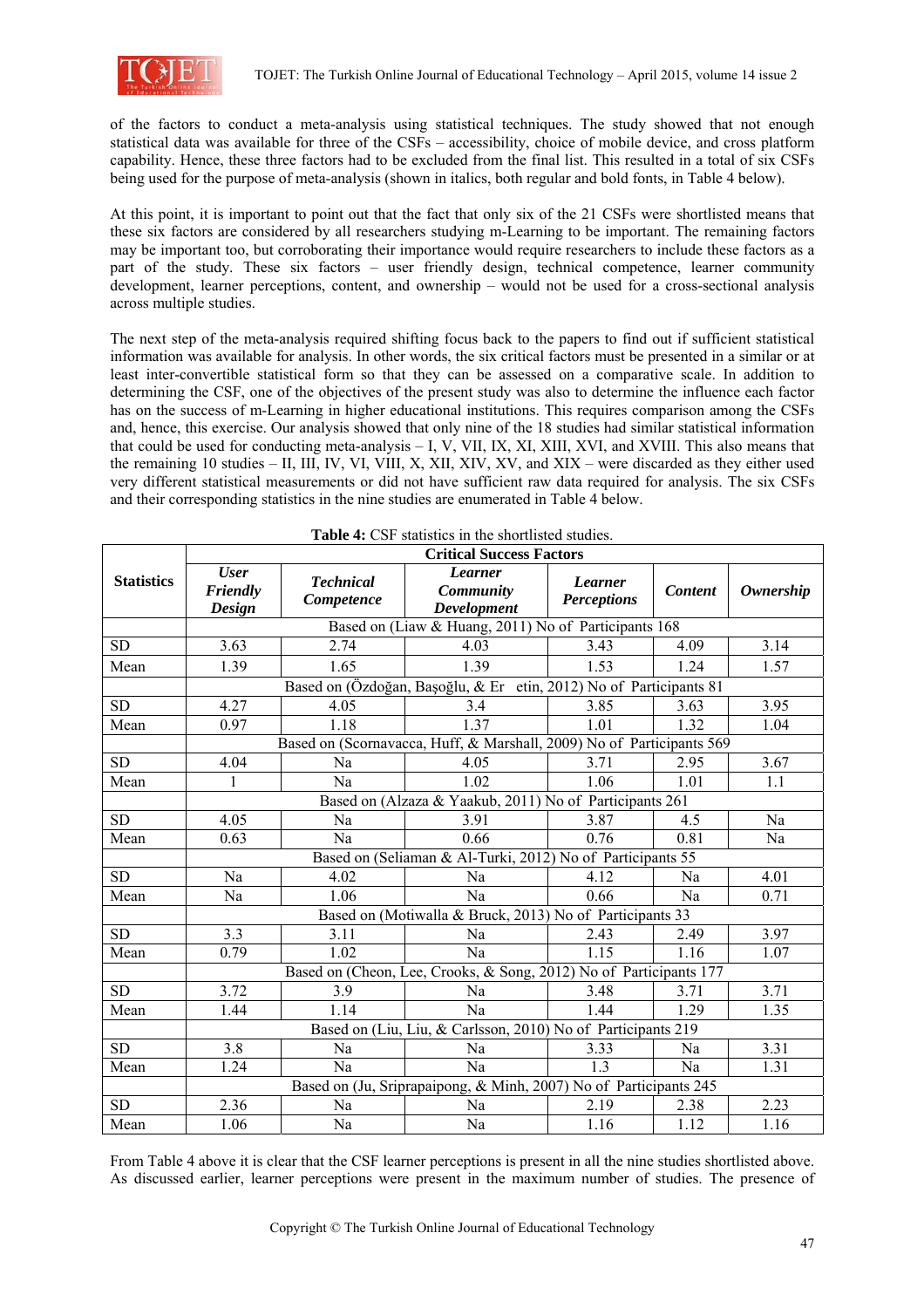of the factors to conduct a meta-analysis using statistical techniques. The study showed that not enough statistical data was available for three of the CSFs – accessibility, choice of mobile device, and cross platform capability. Hence, these three factors had to be excluded from the final list. This resulted in a total of six CSFs being used for the purpose of meta-analysis (shown in italics, both regular and bold fonts, in Table 4 below).

At this point, it is important to point out that the fact that only six of the 21 CSFs were shortlisted means that these six factors are considered by all researchers studying m-Learning to be important. The remaining factors may be important too, but corroborating their importance would require researchers to include these factors as a part of the study. These six factors – user friendly design, technical competence, learner community development, learner perceptions, content, and ownership – would not be used for a cross-sectional analysis across multiple studies.

The next step of the meta-analysis required shifting focus back to the papers to find out if sufficient statistical information was available for analysis. In other words, the six critical factors must be presented in a similar or at least inter-convertible statistical form so that they can be assessed on a comparative scale. In addition to determining the CSF, one of the objectives of the present study was also to determine the influence each factor has on the success of m-Learning in higher educational institutions. This requires comparison among the CSFs and, hence, this exercise. Our analysis showed that only nine of the 18 studies had similar statistical information that could be used for conducting meta-analysis – I, V, VII, IX, XI, XIII, XVI, and XVIII. This also means that the remaining 10 studies – II, III, IV, VI, VIII, X, XII, XIV, XV, and XIX – were discarded as they either used very different statistical measurements or did not have sufficient raw data required for analysis. The six CSFs and their corresponding statistics in the nine studies are enumerated in Table 4 below.

**Table 4:** CSF statistics in the shortlisted studies.

| Statistics | Critical Success Factors | | | | | |
|---|---|---|---|---|---|---|
| | ***User Friendly Design*** | ***Technical Competence*** | ***Learner Community Development*** | ***Learner Perceptions*** | ***Content*** | ***Ownership*** |
| | Based on (Liaw & Huang, 2011) No of Participants 168 | | | | | |
| SD | 3.63 | 2.74 | 4.03 | 3.43 | 4.09 | 3.14 |
| Mean | 1.39 | 1.65 | 1.39 | 1.53 | 1.24 | 1.57 |
| | Based on (Özdoğan, Başoğlu, & Er etin, 2012) No of Participants 81 | | | | | |
| SD | 4.27 | 4.05 | 3.4 | 3.85 | 3.63 | 3.95 |
| Mean | 0.97 | 1.18 | 1.37 | 1.01 | 1.32 | 1.04 |
| | Based on (Scornavacca, Huff, & Marshall, 2009) No of Participants 569 | | | | | |
| SD | 4.04 | Na | 4.05 | 3.71 | 2.95 | 3.67 |
| Mean | 1 | Na | 1.02 | 1.06 | 1.01 | 1.1 |
| | Based on (Alzaza & Yaakub, 2011) No of Participants 261 | | | | | |
| SD | 4.05 | Na | 3.91 | 3.87 | 4.5 | Na |
| Mean | 0.63 | Na | 0.66 | 0.76 | 0.81 | Na |
| | Based on (Seliaman & Al-Turki, 2012) No of Participants 55 | | | | | |
| SD | Na | 4.02 | Na | 4.12 | Na | 4.01 |
| Mean | Na | 1.06 | Na | 0.66 | Na | 0.71 |
| | Based on (Motiwalla & Bruck, 2013) No of Participants 33 | | | | | |
| SD | 3.3 | 3.11 | Na | 2.43 | 2.49 | 3.97 |
| Mean | 0.79 | 1.02 | Na | 1.15 | 1.16 | 1.07 |
| | Based on (Cheon, Lee, Crooks, & Song, 2012) No of Participants 177 | | | | | |
| SD | 3.72 | 3.9 | Na | 3.48 | 3.71 | 3.71 |
| Mean | 1.44 | 1.14 | Na | 1.44 | 1.29 | 1.35 |
| | Based on (Liu, Liu, & Carlsson, 2010) No of Participants 219 | | | | | |
| SD | 3.8 | Na | Na | 3.33 | Na | 3.31 |
| Mean | 1.24 | Na | Na | 1.3 | Na | 1.31 |
| | Based on (Ju, Sriprapaipong, & Minh, 2007) No of Participants 245 | | | | | |
| SD | 2.36 | Na | Na | 2.19 | 2.38 | 2.23 |
| Mean | 1.06 | Na | Na | 1.16 | 1.12 | 1.16 |

From Table 4 above it is clear that the CSF learner perceptions is present in all the nine studies shortlisted above. As discussed earlier, learner perceptions were present in the maximum number of studies. The presence of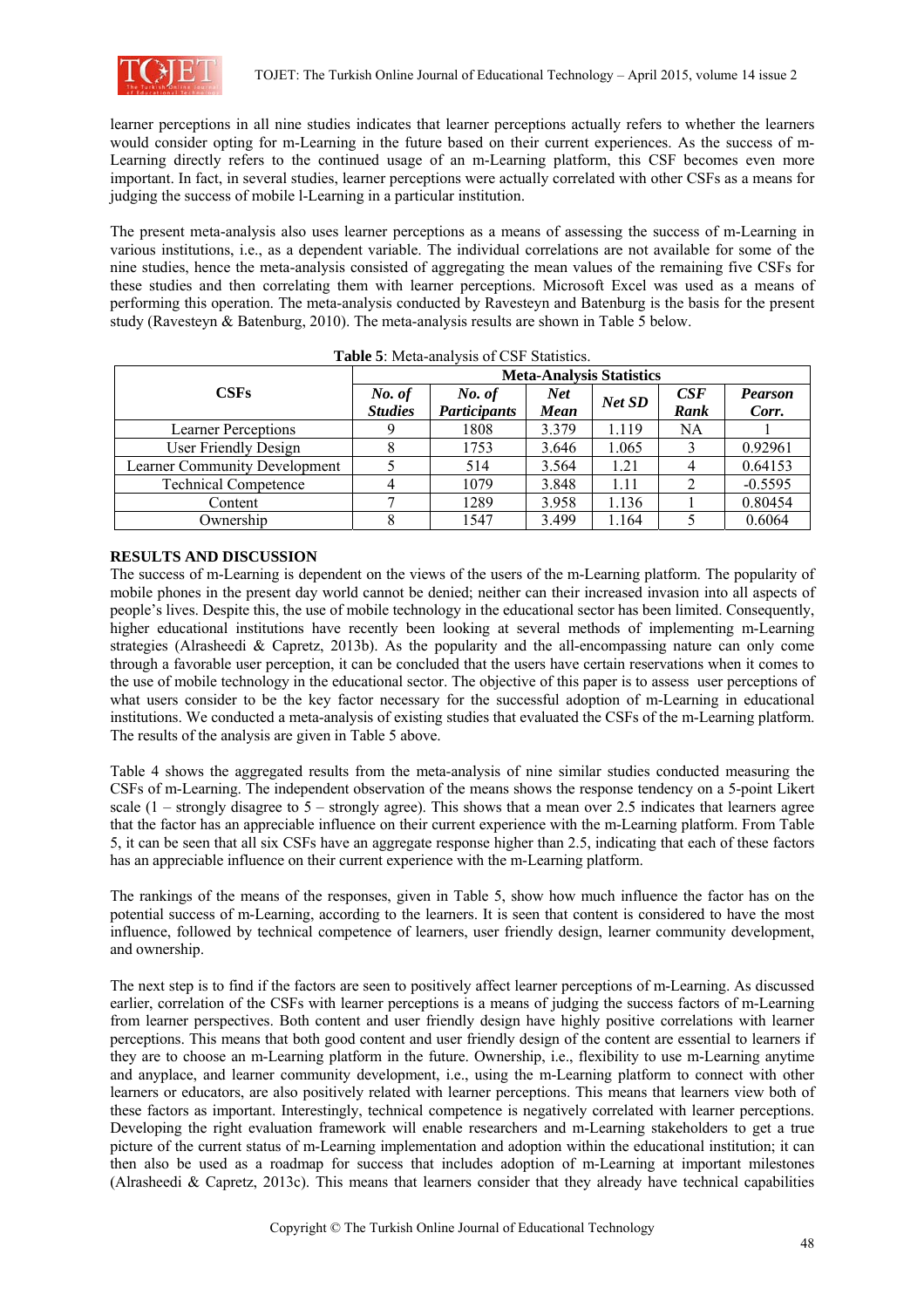learner perceptions in all nine studies indicates that learner perceptions actually refers to whether the learners would consider opting for m-Learning in the future based on their current experiences. As the success of m-Learning directly refers to the continued usage of an m-Learning platform, this CSF becomes even more important. In fact, in several studies, learner perceptions were actually correlated with other CSFs as a means for judging the success of mobile l-Learning in a particular institution.

The present meta-analysis also uses learner perceptions as a means of assessing the success of m-Learning in various institutions, i.e., as a dependent variable. The individual correlations are not available for some of the nine studies, hence the meta-analysis consisted of aggregating the mean values of the remaining five CSFs for these studies and then correlating them with learner perceptions. Microsoft Excel was used as a means of performing this operation. The meta-analysis conducted by Ravesteyn and Batenburg is the basis for the present study (Ravesteyn & Batenburg, 2010). The meta-analysis results are shown in Table 5 below.

**Table 5**: Meta-analysis of CSF Statistics.

| CSFs | Meta-Analysis Statistics | | | | | |
|---|---|---|---|---|---|---|
| | ***No. of Studies*** | ***No. of Participants*** | ***Net Mean*** | ***Net SD*** | ***CSF Rank*** | ***Pearson Corr.*** |
| Learner Perceptions | 9 | 1808 | 3.379 | 1.119 | NA | 1 |
| User Friendly Design | 8 | 1753 | 3.646 | 1.065 | 3 | 0.92961 |
| Learner Community Development | 5 | 514 | 3.564 | 1.21 | 4 | 0.64153 |
| Technical Competence | 4 | 1079 | 3.848 | 1.11 | 2 | -0.5595 |
| Content | 7 | 1289 | 3.958 | 1.136 | 1 | 0.80454 |
| Ownership | 8 | 1547 | 3.499 | 1.164 | 5 | 0.6064 |

## RESULTS AND DISCUSSION

The success of m-Learning is dependent on the views of the users of the m-Learning platform. The popularity of mobile phones in the present day world cannot be denied; neither can their increased invasion into all aspects of people's lives. Despite this, the use of mobile technology in the educational sector has been limited. Consequently, higher educational institutions have recently been looking at several methods of implementing m-Learning strategies (Alrasheedi & Capretz, 2013b). As the popularity and the all-encompassing nature can only come through a favorable user perception, it can be concluded that the users have certain reservations when it comes to the use of mobile technology in the educational sector. The objective of this paper is to assess user perceptions of what users consider to be the key factor necessary for the successful adoption of m-Learning in educational institutions. We conducted a meta-analysis of existing studies that evaluated the CSFs of the m-Learning platform. The results of the analysis are given in Table 5 above.

Table 4 shows the aggregated results from the meta-analysis of nine similar studies conducted measuring the CSFs of m-Learning. The independent observation of the means shows the response tendency on a 5-point Likert scale (1 – strongly disagree to 5 – strongly agree). This shows that a mean over 2.5 indicates that learners agree that the factor has an appreciable influence on their current experience with the m-Learning platform. From Table 5, it can be seen that all six CSFs have an aggregate response higher than 2.5, indicating that each of these factors has an appreciable influence on their current experience with the m-Learning platform.

The rankings of the means of the responses, given in Table 5, show how much influence the factor has on the potential success of m-Learning, according to the learners. It is seen that content is considered to have the most influence, followed by technical competence of learners, user friendly design, learner community development, and ownership.

The next step is to find if the factors are seen to positively affect learner perceptions of m-Learning. As discussed earlier, correlation of the CSFs with learner perceptions is a means of judging the success factors of m-Learning from learner perspectives. Both content and user friendly design have highly positive correlations with learner perceptions. This means that both good content and user friendly design of the content are essential to learners if they are to choose an m-Learning platform in the future. Ownership, i.e., flexibility to use m-Learning anytime and anyplace, and learner community development, i.e., using the m-Learning platform to connect with other learners or educators, are also positively related with learner perceptions. This means that learners view both of these factors as important. Interestingly, technical competence is negatively correlated with learner perceptions. Developing the right evaluation framework will enable researchers and m-Learning stakeholders to get a true picture of the current status of m-Learning implementation and adoption within the educational institution; it can then also be used as a roadmap for success that includes adoption of m-Learning at important milestones (Alrasheedi & Capretz, 2013c). This means that learners consider that they already have technical capabilities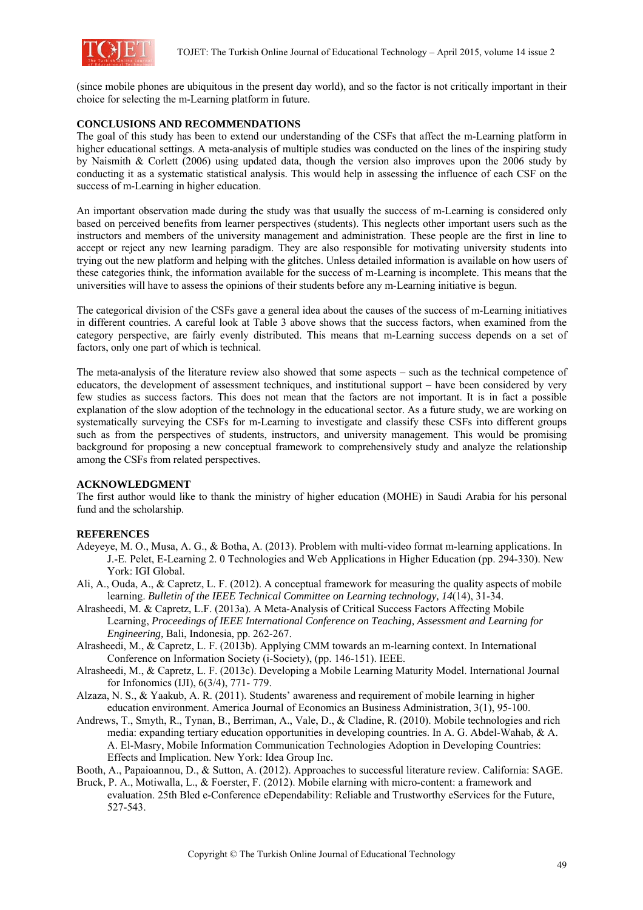(since mobile phones are ubiquitous in the present day world), and so the factor is not critically important in their choice for selecting the m-Learning platform in future.

## CONCLUSIONS AND RECOMMENDATIONS

The goal of this study has been to extend our understanding of the CSFs that affect the m-Learning platform in higher educational settings. A meta-analysis of multiple studies was conducted on the lines of the inspiring study by Naismith & Corlett (2006) using updated data, though the version also improves upon the 2006 study by conducting it as a systematic statistical analysis. This would help in assessing the influence of each CSF on the success of m-Learning in higher education.

An important observation made during the study was that usually the success of m-Learning is considered only based on perceived benefits from learner perspectives (students). This neglects other important users such as the instructors and members of the university management and administration. These people are the first in line to accept or reject any new learning paradigm. They are also responsible for motivating university students into trying out the new platform and helping with the glitches. Unless detailed information is available on how users of these categories think, the information available for the success of m-Learning is incomplete. This means that the universities will have to assess the opinions of their students before any m-Learning initiative is begun.

The categorical division of the CSFs gave a general idea about the causes of the success of m-Learning initiatives in different countries. A careful look at Table 3 above shows that the success factors, when examined from the category perspective, are fairly evenly distributed. This means that m-Learning success depends on a set of factors, only one part of which is technical.

The meta-analysis of the literature review also showed that some aspects – such as the technical competence of educators, the development of assessment techniques, and institutional support – have been considered by very few studies as success factors. This does not mean that the factors are not important. It is in fact a possible explanation of the slow adoption of the technology in the educational sector. As a future study, we are working on systematically surveying the CSFs for m-Learning to investigate and classify these CSFs into different groups such as from the perspectives of students, instructors, and university management. This would be promising background for proposing a new conceptual framework to comprehensively study and analyze the relationship among the CSFs from related perspectives.

## ACKNOWLEDGMENT

The first author would like to thank the ministry of higher education (MOHE) in Saudi Arabia for his personal fund and the scholarship.

## REFERENCES

Adeyeye, M. O., Musa, A. G., & Botha, A. (2013). Problem with multi-video format m-learning applications. In J.-E. Pelet, E-Learning 2. 0 Technologies and Web Applications in Higher Education (pp. 294-330). New York: IGI Global.

Ali, A., Ouda, A., & Capretz, L. F. (2012). A conceptual framework for measuring the quality aspects of mobile learning. *Bulletin of the IEEE Technical Committee on Learning technology, 14*(14), 31-34.

Alrasheedi, M. & Capretz, L.F. (2013a). A Meta-Analysis of Critical Success Factors Affecting Mobile Learning, *Proceedings of IEEE International Conference on Teaching, Assessment and Learning for Engineering,* Bali, Indonesia, pp. 262-267.

Alrasheedi, M., & Capretz, L. F. (2013b). Applying CMM towards an m-learning context. In International Conference on Information Society (i-Society), (pp. 146-151). IEEE.

Alrasheedi, M., & Capretz, L. F. (2013c). Developing a Mobile Learning Maturity Model. International Journal for Infonomics (IJI), 6(3/4), 771- 779.

Alzaza, N. S., & Yaakub, A. R. (2011). Students' awareness and requirement of mobile learning in higher education environment. America Journal of Economics an Business Administration, 3(1), 95-100.

Andrews, T., Smyth, R., Tynan, B., Berriman, A., Vale, D., & Cladine, R. (2010). Mobile technologies and rich media: expanding tertiary education opportunities in developing countries. In A. G. Abdel-Wahab, & A. A. El-Masry, Mobile Information Communication Technologies Adoption in Developing Countries: Effects and Implication. New York: Idea Group Inc.

Booth, A., Papaioannou, D., & Sutton, A. (2012). Approaches to successful literature review. California: SAGE.

Bruck, P. A., Motiwalla, L., & Foerster, F. (2012). Mobile elarning with micro-content: a framework and evaluation. 25th Bled e-Conference eDependability: Reliable and Trustworthy eServices for the Future, 527-543.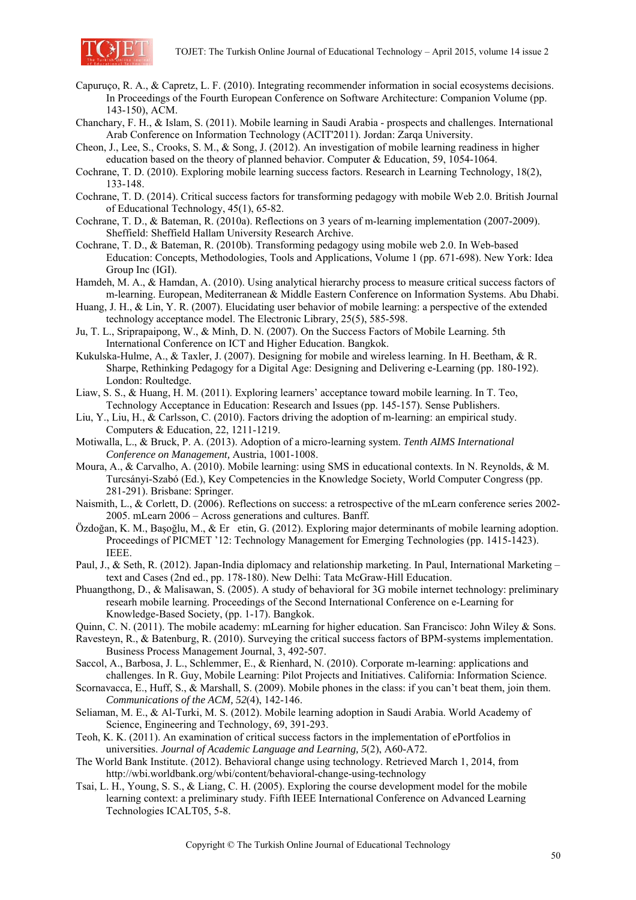Capuruço, R. A., & Capretz, L. F. (2010). Integrating recommender information in social ecosystems decisions. In Proceedings of the Fourth European Conference on Software Architecture: Companion Volume (pp. 143-150), ACM.

Chanchary, F. H., & Islam, S. (2011). Mobile learning in Saudi Arabia - prospects and challenges. International Arab Conference on Information Technology (ACIT'2011). Jordan: Zarqa University.

Cheon, J., Lee, S., Crooks, S. M., & Song, J. (2012). An investigation of mobile learning readiness in higher education based on the theory of planned behavior. Computer & Education, 59, 1054-1064.

Cochrane, T. D. (2010). Exploring mobile learning success factors. Research in Learning Technology, 18(2), 133-148.

Cochrane, T. D. (2014). Critical success factors for transforming pedagogy with mobile Web 2.0. British Journal of Educational Technology, 45(1), 65-82.

Cochrane, T. D., & Bateman, R. (2010a). Reflections on 3 years of m-learning implementation (2007-2009). Sheffield: Sheffield Hallam University Research Archive.

Cochrane, T. D., & Bateman, R. (2010b). Transforming pedagogy using mobile web 2.0. In Web-based Education: Concepts, Methodologies, Tools and Applications, Volume 1 (pp. 671-698). New York: Idea Group Inc (IGI).

Hamdeh, M. A., & Hamdan, A. (2010). Using analytical hierarchy process to measure critical success factors of m-learning. European, Mediterranean & Middle Eastern Conference on Information Systems. Abu Dhabi.

Huang, J. H., & Lin, Y. R. (2007). Elucidating user behavior of mobile learning: a perspective of the extended technology acceptance model. The Electronic Library, 25(5), 585-598.

Ju, T. L., Sriprapaipong, W., & Minh, D. N. (2007). On the Success Factors of Mobile Learning. 5th International Conference on ICT and Higher Education. Bangkok.

Kukulska-Hulme, A., & Taxler, J. (2007). Designing for mobile and wireless learning. In H. Beetham, & R. Sharpe, Rethinking Pedagogy for a Digital Age: Designing and Delivering e-Learning (pp. 180-192). London: Roultedge.

Liaw, S. S., & Huang, H. M. (2011). Exploring learners' acceptance toward mobile learning. In T. Teo, Technology Acceptance in Education: Research and Issues (pp. 145-157). Sense Publishers.

Liu, Y., Liu, H., & Carlsson, C. (2010). Factors driving the adoption of m-learning: an empirical study. Computers & Education, 22, 1211-1219.

Motiwalla, L., & Bruck, P. A. (2013). Adoption of a micro-learning system. *Tenth AIMS International Conference on Management,* Austria, 1001-1008.

Moura, A., & Carvalho, A. (2010). Mobile learning: using SMS in educational contexts. In N. Reynolds, & M. Turcsányi-Szabó (Ed.), Key Competencies in the Knowledge Society, World Computer Congress (pp. 281-291). Brisbane: Springer.

Naismith, L., & Corlett, D. (2006). Reflections on success: a retrospective of the mLearn conference series 2002-2005. mLearn 2006 – Across generations and cultures. Banff.

Özdoğan, K. M., Başoğlu, M., & Er etin, G. (2012). Exploring major determinants of mobile learning adoption. Proceedings of PICMET '12: Technology Management for Emerging Technologies (pp. 1415-1423). IEEE.

Paul, J., & Seth, R. (2012). Japan-India diplomacy and relationship marketing. In Paul, International Marketing – text and Cases (2nd ed., pp. 178-180). New Delhi: Tata McGraw-Hill Education.

Phuangthong, D., & Malisawan, S. (2005). A study of behavioral for 3G mobile internet technology: preliminary researh mobile learning. Proceedings of the Second International Conference on e-Learning for Knowledge-Based Society, (pp. 1-17). Bangkok.

Quinn, C. N. (2011). The mobile academy: mLearning for higher education. San Francisco: John Wiley & Sons.

Ravesteyn, R., & Batenburg, R. (2010). Surveying the critical success factors of BPM-systems implementation. Business Process Management Journal, 3, 492-507.

Saccol, A., Barbosa, J. L., Schlemmer, E., & Rienhard, N. (2010). Corporate m-learning: applications and challenges. In R. Guy, Mobile Learning: Pilot Projects and Initiatives. California: Information Science.

Scornavacca, E., Huff, S., & Marshall, S. (2009). Mobile phones in the class: if you can't beat them, join them. *Communications of the ACM, 52*(4), 142-146.

Seliaman, M. E., & Al-Turki, M. S. (2012). Mobile learning adoption in Saudi Arabia. World Academy of Science, Engineering and Technology, 69, 391-293.

Teoh, K. K. (2011). An examination of critical success factors in the implementation of ePortfolios in universities. *Journal of Academic Language and Learning, 5*(2), A60-A72.

The World Bank Institute. (2012). Behavioral change using technology. Retrieved March 1, 2014, from http://wbi.worldbank.org/wbi/content/behavioral-change-using-technology

Tsai, L. H., Young, S. S., & Liang, C. H. (2005). Exploring the course development model for the mobile learning context: a preliminary study. Fifth IEEE International Conference on Advanced Learning Technologies ICALT05, 5-8.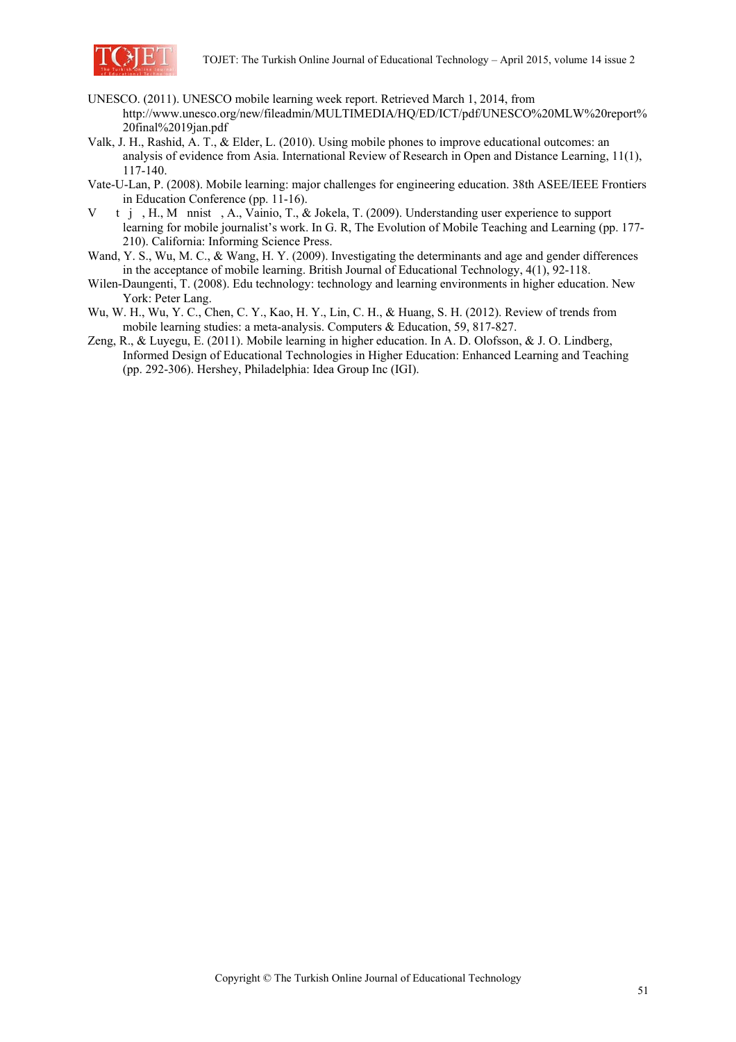UNESCO. (2011). UNESCO mobile learning week report. Retrieved March 1, 2014, from http://www.unesco.org/new/fileadmin/MULTIMEDIA/HQ/ED/ICT/pdf/UNESCO%20MLW%20report%20final%2019jan.pdf

Valk, J. H., Rashid, A. T., & Elder, L. (2010). Using mobile phones to improve educational outcomes: an analysis of evidence from Asia. International Review of Research in Open and Distance Learning, 11(1), 117-140.

Vate-U-Lan, P. (2008). Mobile learning: major challenges for engineering education. 38th ASEE/IEEE Frontiers in Education Conference (pp. 11-16).

V t j , H., M nnist , A., Vainio, T., & Jokela, T. (2009). Understanding user experience to support learning for mobile journalist's work. In G. R, The Evolution of Mobile Teaching and Learning (pp. 177-210). California: Informing Science Press.

Wand, Y. S., Wu, M. C., & Wang, H. Y. (2009). Investigating the determinants and age and gender differences in the acceptance of mobile learning. British Journal of Educational Technology, 4(1), 92-118.

Wilen-Daungenti, T. (2008). Edu technology: technology and learning environments in higher education. New York: Peter Lang.

Wu, W. H., Wu, Y. C., Chen, C. Y., Kao, H. Y., Lin, C. H., & Huang, S. H. (2012). Review of trends from mobile learning studies: a meta-analysis. Computers & Education, 59, 817-827.

Zeng, R., & Luyegu, E. (2011). Mobile learning in higher education. In A. D. Olofsson, & J. O. Lindberg, Informed Design of Educational Technologies in Higher Education: Enhanced Learning and Teaching (pp. 292-306). Hershey, Philadelphia: Idea Group Inc (IGI).